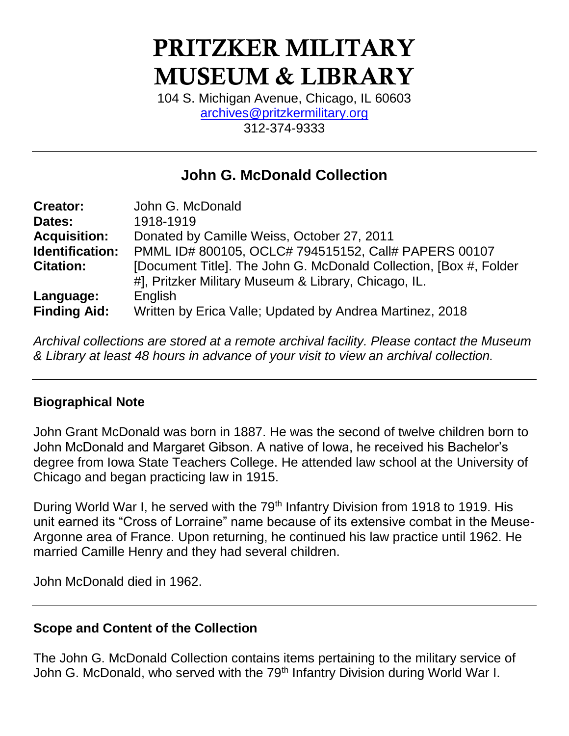# PRITZKER MILITARY MUSEUM & LIBRARY

104 S. Michigan Avenue, Chicago, IL 60603
archives@pritzkermilitary.org
312-374-9333

---

## John G. McDonald Collection

| | |
|---|---|
| **Creator:** | John G. McDonald |
| **Dates:** | 1918-1919 |
| **Acquisition:** | Donated by Camille Weiss, October 27, 2011 |
| **Identification:** | PMML ID# 800105, OCLC# 794515152, Call# PAPERS 00107 |
| **Citation:** | [Document Title]. The John G. McDonald Collection, [Box #, Folder #], Pritzker Military Museum & Library, Chicago, IL. |
| **Language:** | English |
| **Finding Aid:** | Written by Erica Valle; Updated by Andrea Martinez, 2018 |

*Archival collections are stored at a remote archival facility. Please contact the Museum & Library at least 48 hours in advance of your visit to view an archival collection.*

---

### Biographical Note

John Grant McDonald was born in 1887. He was the second of twelve children born to John McDonald and Margaret Gibson. A native of Iowa, he received his Bachelor's degree from Iowa State Teachers College. He attended law school at the University of Chicago and began practicing law in 1915.

During World War I, he served with the 79th Infantry Division from 1918 to 1919. His unit earned its "Cross of Lorraine" name because of its extensive combat in the Meuse-Argonne area of France. Upon returning, he continued his law practice until 1962. He married Camille Henry and they had several children.

John McDonald died in 1962.

---

### Scope and Content of the Collection

The John G. McDonald Collection contains items pertaining to the military service of John G. McDonald, who served with the 79th Infantry Division during World War I.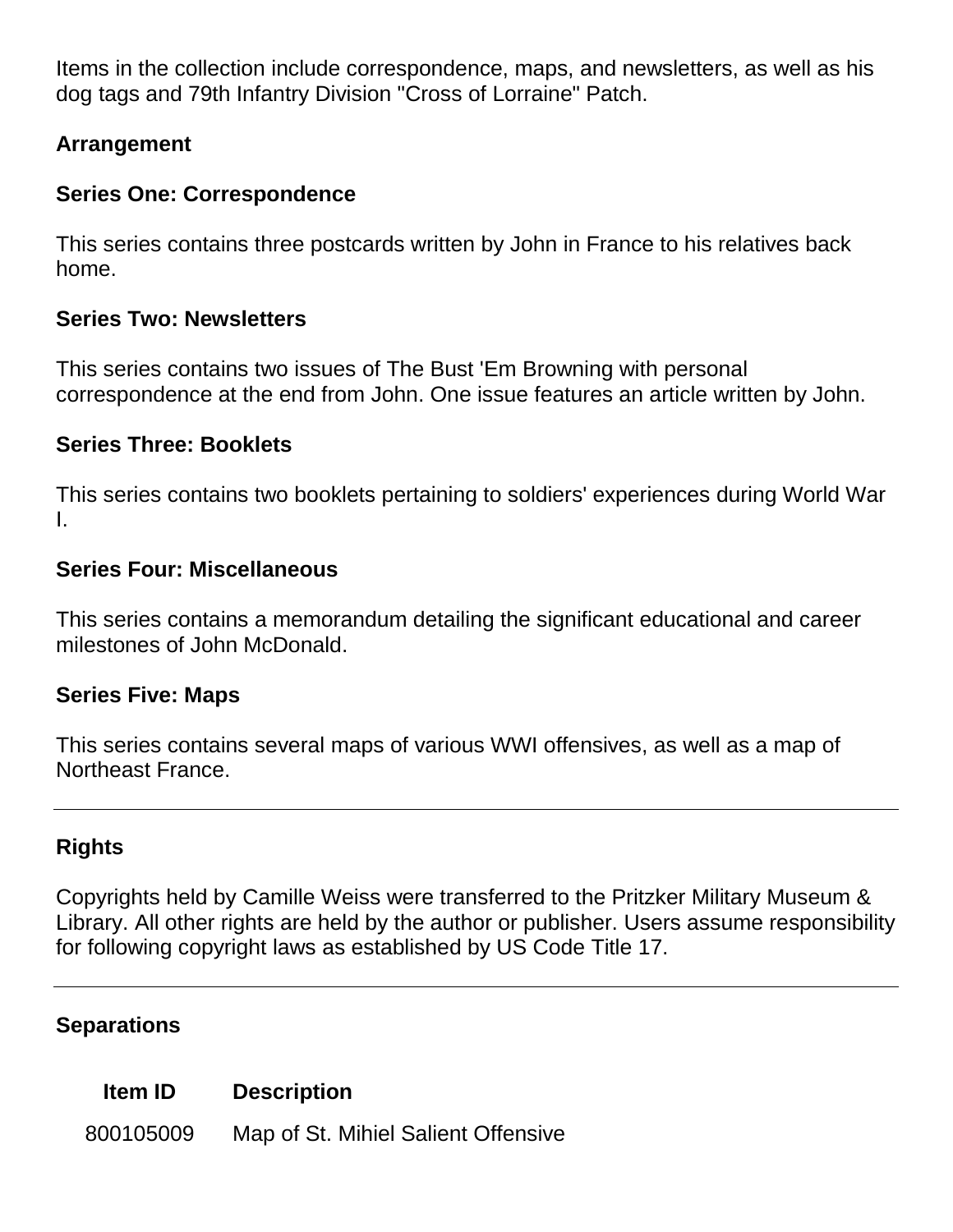Items in the collection include correspondence, maps, and newsletters, as well as his dog tags and 79th Infantry Division "Cross of Lorraine" Patch.

### Arrangement

#### Series One: Correspondence

This series contains three postcards written by John in France to his relatives back home.

#### Series Two: Newsletters

This series contains two issues of The Bust 'Em Browning with personal correspondence at the end from John. One issue features an article written by John.

#### Series Three: Booklets

This series contains two booklets pertaining to soldiers' experiences during World War I.

#### Series Four: Miscellaneous

This series contains a memorandum detailing the significant educational and career milestones of John McDonald.

#### Series Five: Maps

This series contains several maps of various WWI offensives, as well as a map of Northeast France.

---

### Rights

Copyrights held by Camille Weiss were transferred to the Pritzker Military Museum & Library. All other rights are held by the author or publisher. Users assume responsibility for following copyright laws as established by US Code Title 17.

---

### Separations

| Item ID | Description |
| --- | --- |
| 800105009 | Map of St. Mihiel Salient Offensive |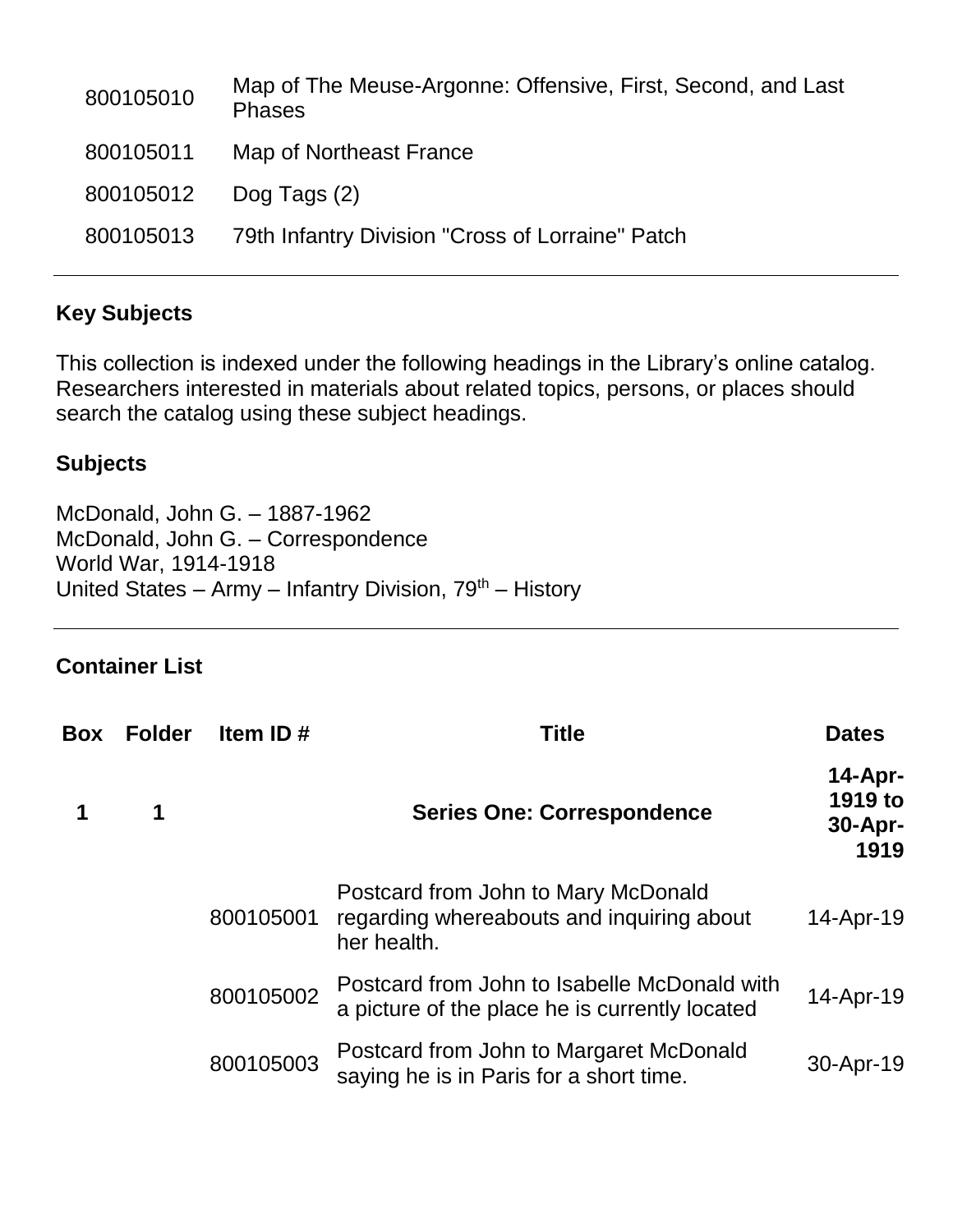| | |
|---|---|
| 800105010 | Map of The Meuse-Argonne: Offensive, First, Second, and Last Phases |
| 800105011 | Map of Northeast France |
| 800105012 | Dog Tags (2) |
| 800105013 | 79th Infantry Division "Cross of Lorraine" Patch |

---

## Key Subjects

This collection is indexed under the following headings in the Library's online catalog. Researchers interested in materials about related topics, persons, or places should search the catalog using these subject headings.

### Subjects

McDonald, John G. – 1887-1962
McDonald, John G. – Correspondence
World War, 1914-1918
United States – Army – Infantry Division, 79th – History

---

## Container List

| Box | Folder | Item ID # | Title | Dates |
|---|---|---|---|---|
| **1** | **1** | | **Series One: Correspondence** | **14-Apr-1919 to 30-Apr-1919** |
| | | 800105001 | Postcard from John to Mary McDonald regarding whereabouts and inquiring about her health. | 14-Apr-19 |
| | | 800105002 | Postcard from John to Isabelle McDonald with a picture of the place he is currently located | 14-Apr-19 |
| | | 800105003 | Postcard from John to Margaret McDonald saying he is in Paris for a short time. | 30-Apr-19 |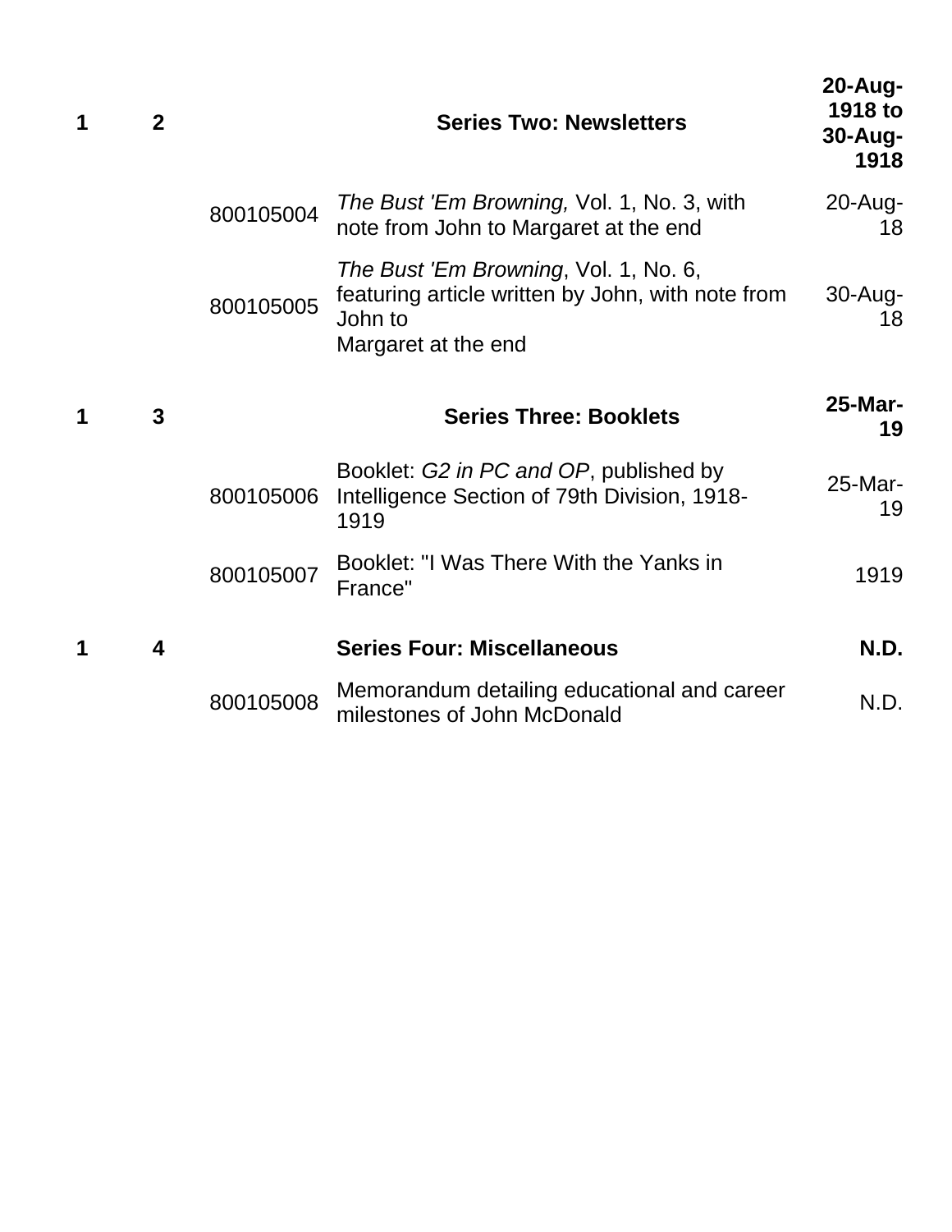| | | | | |
|---|---|---|---|---|
| **1** | **2** | | **Series Two: Newsletters** | **20-Aug-1918 to 30-Aug-1918** |
| | | 800105004 | *The Bust 'Em Browning,* Vol. 1, No. 3, with note from John to Margaret at the end | 20-Aug-18 |
| | | 800105005 | *The Bust 'Em Browning*, Vol. 1, No. 6, featuring article written by John, with note from John to Margaret at the end | 30-Aug-18 |
| **1** | **3** | | **Series Three: Booklets** | **25-Mar-19** |
| | | 800105006 | Booklet: *G2 in PC and OP*, published by Intelligence Section of 79th Division, 1918-1919 | 25-Mar-19 |
| | | 800105007 | Booklet: "I Was There With the Yanks in France" | 1919 |
| **1** | **4** | | **Series Four: Miscellaneous** | **N.D.** |
| | | 800105008 | Memorandum detailing educational and career milestones of John McDonald | N.D. |